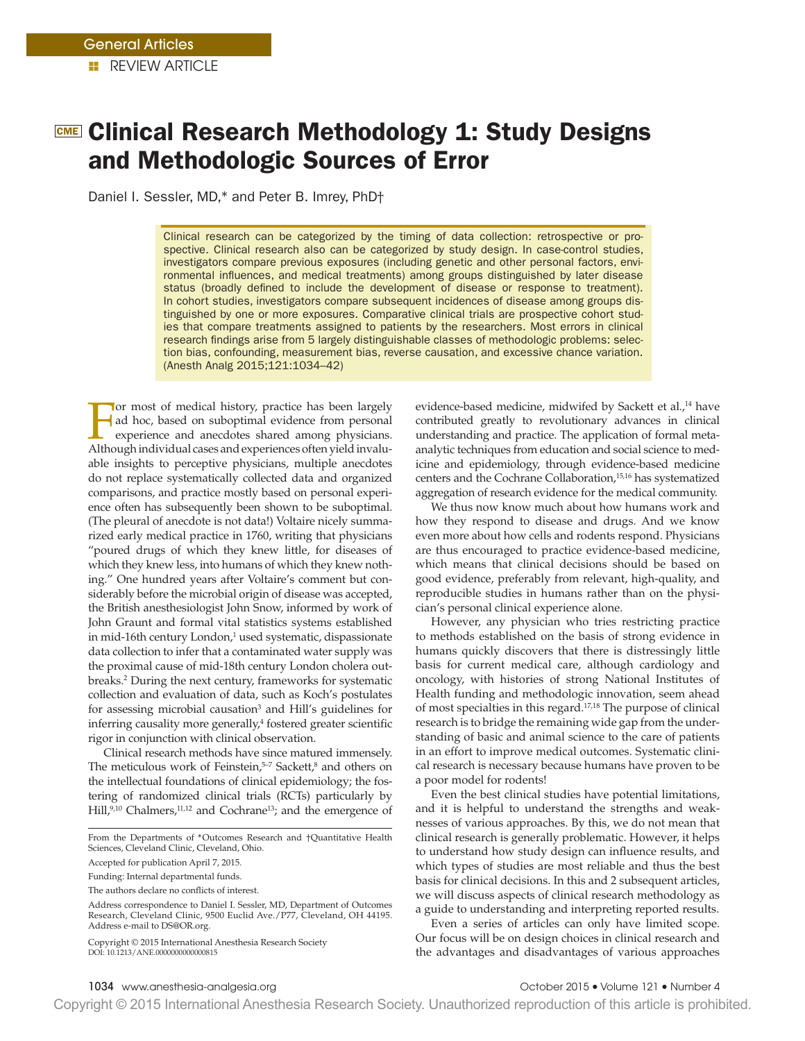General Articles

REVIEW ARTICLE

# Clinical Research Methodology 1: Study Designs and Methodologic Sources of Error

Daniel I. Sessler, MD,* and Peter B. Imrey, PhD†

> Clinical research can be categorized by the timing of data collection: retrospective or prospective. Clinical research also can be categorized by study design. In case-control studies, investigators compare previous exposures (including genetic and other personal factors, environmental influences, and medical treatments) among groups distinguished by later disease status (broadly defined to include the development of disease or response to treatment). In cohort studies, investigators compare subsequent incidences of disease among groups distinguished by one or more exposures. Comparative clinical trials are prospective cohort studies that compare treatments assigned to patients by the researchers. Most errors in clinical research findings arise from 5 largely distinguishable classes of methodologic problems: selection bias, confounding, measurement bias, reverse causation, and excessive chance variation. (Anesth Analg 2015;121:1034–42)

For most of medical history, practice has been largely ad hoc, based on suboptimal evidence from personal experience and anecdotes shared among physicians. Although individual cases and experiences often yield invaluable insights to perceptive physicians, multiple anecdotes do not replace systematically collected data and organized comparisons, and practice mostly based on personal experience often has subsequently been shown to be suboptimal. (The pleural of anecdote is not data!) Voltaire nicely summarized early medical practice in 1760, writing that physicians "poured drugs of which they knew little, for diseases of which they knew less, into humans of which they knew nothing." One hundred years after Voltaire's comment but considerably before the microbial origin of disease was accepted, the British anesthesiologist John Snow, informed by work of John Graunt and formal vital statistics systems established in mid-16th century London,[1] used systematic, dispassionate data collection to infer that a contaminated water supply was the proximal cause of mid-18th century London cholera outbreaks.[2] During the next century, frameworks for systematic collection and evaluation of data, such as Koch's postulates for assessing microbial causation[3] and Hill's guidelines for inferring causality more generally,[4] fostered greater scientific rigor in conjunction with clinical observation.

Clinical research methods have since matured immensely. The meticulous work of Feinstein,[5–7] Sackett,[8] and others on the intellectual foundations of clinical epidemiology; the fostering of randomized clinical trials (RCTs) particularly by Hill,[9,10] Chalmers,[11,12] and Cochrane[13]; and the emergence of evidence-based medicine, midwifed by Sackett et al.,[14] have contributed greatly to revolutionary advances in clinical understanding and practice. The application of formal meta-analytic techniques from education and social science to medicine and epidemiology, through evidence-based medicine centers and the Cochrane Collaboration,[15,16] has systematized aggregation of research evidence for the medical community.

We thus now know much about how humans work and how they respond to disease and drugs. And we know even more about how cells and rodents respond. Physicians are thus encouraged to practice evidence-based medicine, which means that clinical decisions should be based on good evidence, preferably from relevant, high-quality, and reproducible studies in humans rather than on the physician's personal clinical experience alone.

However, any physician who tries restricting practice to methods established on the basis of strong evidence in humans quickly discovers that there is distressingly little basis for current medical care, although cardiology and oncology, with histories of strong National Institutes of Health funding and methodologic innovation, seem ahead of most specialties in this regard.[17,18] The purpose of clinical research is to bridge the remaining wide gap from the understanding of basic and animal science to the care of patients in an effort to improve medical outcomes. Systematic clinical research is necessary because humans have proven to be a poor model for rodents!

Even the best clinical studies have potential limitations, and it is helpful to understand the strengths and weaknesses of various approaches. By this, we do not mean that clinical research is generally problematic. However, it helps to understand how study design can influence results, and which types of studies are most reliable and thus the best basis for clinical decisions. In this and 2 subsequent articles, we will discuss aspects of clinical research methodology as a guide to understanding and interpreting reported results.

Even a series of articles can only have limited scope. Our focus will be on design choices in clinical research and the advantages and disadvantages of various approaches

---

From the Departments of *Outcomes Research and †Quantitative Health Sciences, Cleveland Clinic, Cleveland, Ohio.

Accepted for publication April 7, 2015.

Funding: Internal departmental funds.

The authors declare no conflicts of interest.

Address correspondence to Daniel I. Sessler, MD, Department of Outcomes Research, Cleveland Clinic, 9500 Euclid Ave./P77, Cleveland, OH 44195. Address e-mail to DS@OR.org.

Copyright © 2015 International Anesthesia Research Society
DOI: 10.1213/ANE.0000000000000815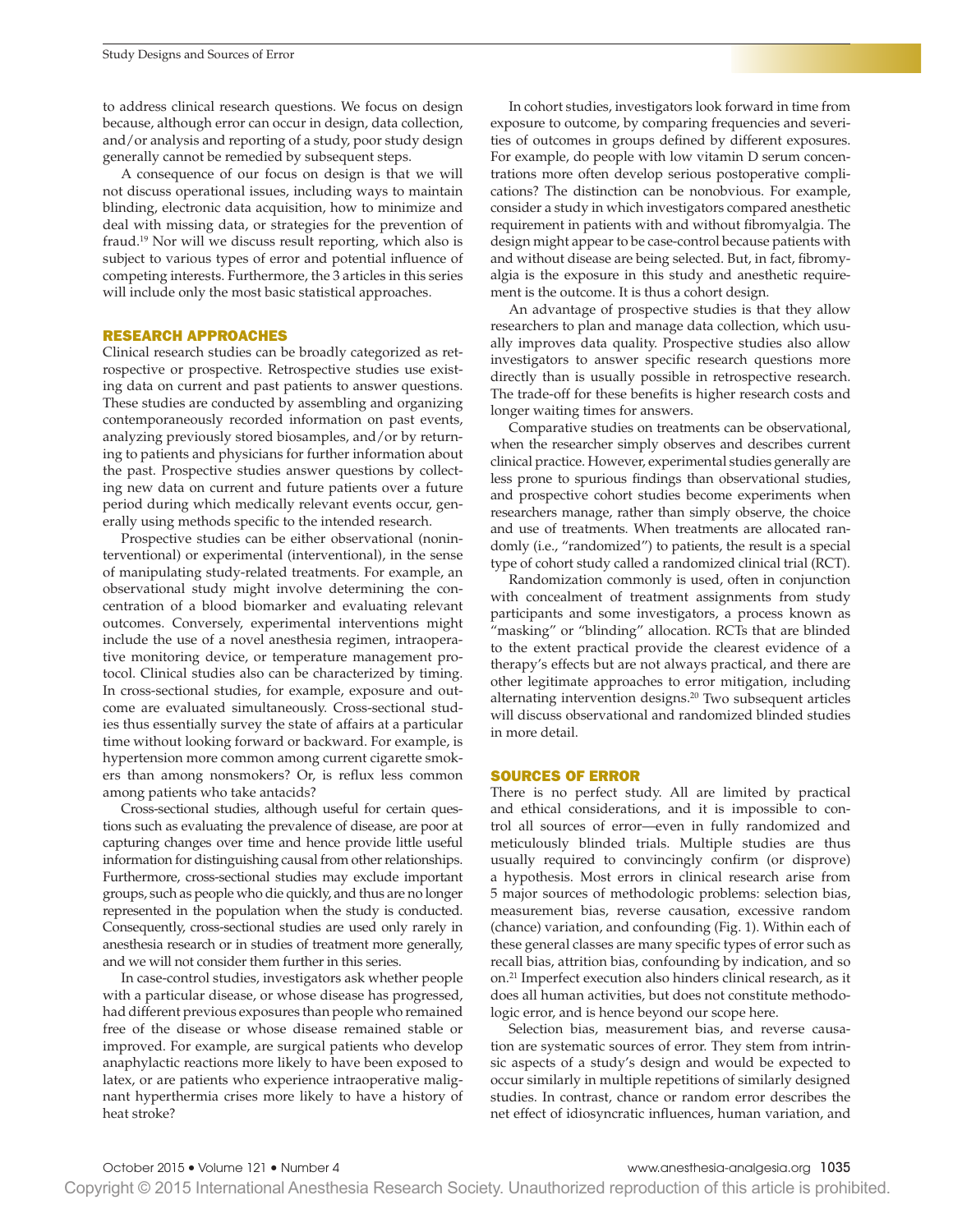to address clinical research questions. We focus on design because, although error can occur in design, data collection, and/or analysis and reporting of a study, poor study design generally cannot be remedied by subsequent steps.

A consequence of our focus on design is that we will not discuss operational issues, including ways to maintain blinding, electronic data acquisition, how to minimize and deal with missing data, or strategies for the prevention of fraud.[19] Nor will we discuss result reporting, which also is subject to various types of error and potential influence of competing interests. Furthermore, the 3 articles in this series will include only the most basic statistical approaches.

## RESEARCH APPROACHES

Clinical research studies can be broadly categorized as retrospective or prospective. Retrospective studies use existing data on current and past patients to answer questions. These studies are conducted by assembling and organizing contemporaneously recorded information on past events, analyzing previously stored biosamples, and/or by returning to patients and physicians for further information about the past. Prospective studies answer questions by collecting new data on current and future patients over a future period during which medically relevant events occur, generally using methods specific to the intended research.

Prospective studies can be either observational (noninterventional) or experimental (interventional), in the sense of manipulating study-related treatments. For example, an observational study might involve determining the concentration of a blood biomarker and evaluating relevant outcomes. Conversely, experimental interventions might include the use of a novel anesthesia regimen, intraoperative monitoring device, or temperature management protocol. Clinical studies also can be characterized by timing. In cross-sectional studies, for example, exposure and outcome are evaluated simultaneously. Cross-sectional studies thus essentially survey the state of affairs at a particular time without looking forward or backward. For example, is hypertension more common among current cigarette smokers than among nonsmokers? Or, is reflux less common among patients who take antacids?

Cross-sectional studies, although useful for certain questions such as evaluating the prevalence of disease, are poor at capturing changes over time and hence provide little useful information for distinguishing causal from other relationships. Furthermore, cross-sectional studies may exclude important groups, such as people who die quickly, and thus are no longer represented in the population when the study is conducted. Consequently, cross-sectional studies are used only rarely in anesthesia research or in studies of treatment more generally, and we will not consider them further in this series.

In case-control studies, investigators ask whether people with a particular disease, or whose disease has progressed, had different previous exposures than people who remained free of the disease or whose disease remained stable or improved. For example, are surgical patients who develop anaphylactic reactions more likely to have been exposed to latex, or are patients who experience intraoperative malignant hyperthermia crises more likely to have a history of heat stroke?

In cohort studies, investigators look forward in time from exposure to outcome, by comparing frequencies and severities of outcomes in groups defined by different exposures. For example, do people with low vitamin D serum concentrations more often develop serious postoperative complications? The distinction can be nonobvious. For example, consider a study in which investigators compared anesthetic requirement in patients with and without fibromyalgia. The design might appear to be case-control because patients with and without disease are being selected. But, in fact, fibromyalgia is the exposure in this study and anesthetic requirement is the outcome. It is thus a cohort design.

An advantage of prospective studies is that they allow researchers to plan and manage data collection, which usually improves data quality. Prospective studies also allow investigators to answer specific research questions more directly than is usually possible in retrospective research. The trade-off for these benefits is higher research costs and longer waiting times for answers.

Comparative studies on treatments can be observational, when the researcher simply observes and describes current clinical practice. However, experimental studies generally are less prone to spurious findings than observational studies, and prospective cohort studies become experiments when researchers manage, rather than simply observe, the choice and use of treatments. When treatments are allocated randomly (i.e., "randomized") to patients, the result is a special type of cohort study called a randomized clinical trial (RCT).

Randomization commonly is used, often in conjunction with concealment of treatment assignments from study participants and some investigators, a process known as "masking" or "blinding" allocation. RCTs that are blinded to the extent practical provide the clearest evidence of a therapy's effects but are not always practical, and there are other legitimate approaches to error mitigation, including alternating intervention designs.[20] Two subsequent articles will discuss observational and randomized blinded studies in more detail.

## SOURCES OF ERROR

There is no perfect study. All are limited by practical and ethical considerations, and it is impossible to control all sources of error—even in fully randomized and meticulously blinded trials. Multiple studies are thus usually required to convincingly confirm (or disprove) a hypothesis. Most errors in clinical research arise from 5 major sources of methodologic problems: selection bias, measurement bias, reverse causation, excessive random (chance) variation, and confounding (Fig. 1). Within each of these general classes are many specific types of error such as recall bias, attrition bias, confounding by indication, and so on.[21] Imperfect execution also hinders clinical research, as it does all human activities, but does not constitute methodologic error, and is hence beyond our scope here.

Selection bias, measurement bias, and reverse causation are systematic sources of error. They stem from intrinsic aspects of a study's design and would be expected to occur similarly in multiple repetitions of similarly designed studies. In contrast, chance or random error describes the net effect of idiosyncratic influences, human variation, and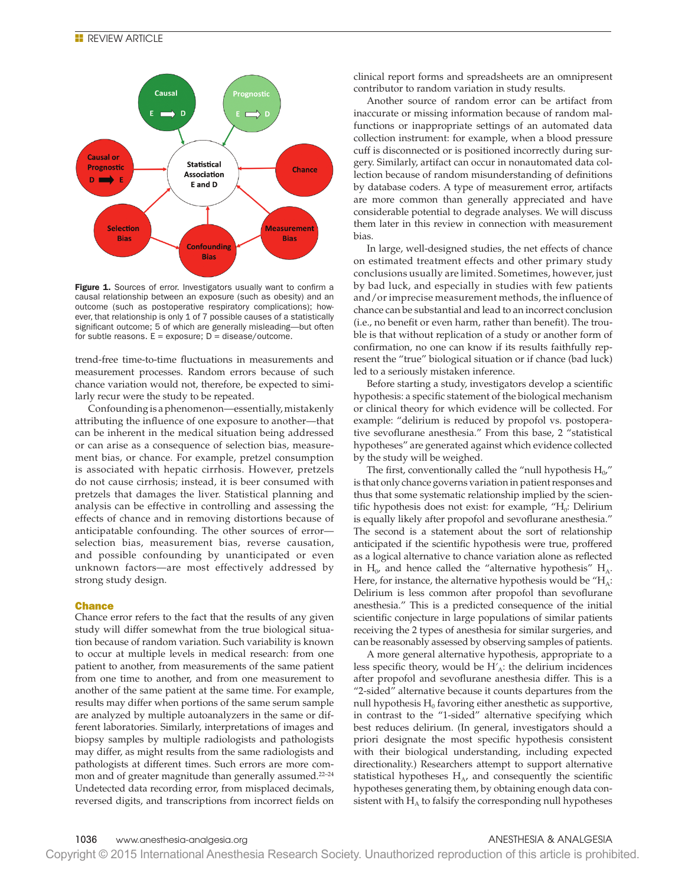Figure 1. Sources of error. Investigators usually want to confirm a causal relationship between an exposure (such as obesity) and an outcome (such as postoperative respiratory complications); however, that relationship is only 1 of 7 possible causes of a statistically significant outcome; 5 of which are generally misleading—but often for subtle reasons. E = exposure; D = disease/outcome.

trend-free time-to-time fluctuations in measurements and measurement processes. Random errors because of such chance variation would not, therefore, be expected to similarly recur were the study to be repeated.

Confounding is a phenomenon—essentially, mistakenly attributing the influence of one exposure to another—that can be inherent in the medical situation being addressed or can arise as a consequence of selection bias, measurement bias, or chance. For example, pretzel consumption is associated with hepatic cirrhosis. However, pretzels do not cause cirrhosis; instead, it is beer consumed with pretzels that damages the liver. Statistical planning and analysis can be effective in controlling and assessing the effects of chance and in removing distortions because of anticipatable confounding. The other sources of error—selection bias, measurement bias, reverse causation, and possible confounding by unanticipated or even unknown factors—are most effectively addressed by strong study design.

## Chance

Chance error refers to the fact that the results of any given study will differ somewhat from the true biological situation because of random variation. Such variability is known to occur at multiple levels in medical research: from one patient to another, from measurements of the same patient from one time to another, and from one measurement to another of the same patient at the same time. For example, results may differ when portions of the same serum sample are analyzed by multiple autoanalyzers in the same or different laboratories. Similarly, interpretations of images and biopsy samples by multiple radiologists and pathologists may differ, as might results from the same radiologists and pathologists at different times. Such errors are more common and of greater magnitude than generally assumed.[22–24] Undetected data recording error, from misplaced decimals, reversed digits, and transcriptions from incorrect fields on clinical report forms and spreadsheets are an omnipresent contributor to random variation in study results.

Another source of random error can be artifact from inaccurate or missing information because of random malfunctions or inappropriate settings of an automated data collection instrument: for example, when a blood pressure cuff is disconnected or is positioned incorrectly during surgery. Similarly, artifact can occur in nonautomated data collection because of random misunderstanding of definitions by database coders. A type of measurement error, artifacts are more common than generally appreciated and have considerable potential to degrade analyses. We will discuss them later in this review in connection with measurement bias.

In large, well-designed studies, the net effects of chance on estimated treatment effects and other primary study conclusions usually are limited. Sometimes, however, just by bad luck, and especially in studies with few patients and/or imprecise measurement methods, the influence of chance can be substantial and lead to an incorrect conclusion (i.e., no benefit or even harm, rather than benefit). The trouble is that without replication of a study or another form of confirmation, no one can know if its results faithfully represent the "true" biological situation or if chance (bad luck) led to a seriously mistaken inference.

Before starting a study, investigators develop a scientific hypothesis: a specific statement of the biological mechanism or clinical theory for which evidence will be collected. For example: "delirium is reduced by propofol vs. postoperative sevoflurane anesthesia." From this base, 2 "statistical hypotheses" are generated against which evidence collected by the study will be weighed.

The first, conventionally called the "null hypothesis $H_0$," is that only chance governs variation in patient responses and thus that some systematic relationship implied by the scientific hypothesis does not exist: for example, "$H_0$: Delirium is equally likely after propofol and sevoflurane anesthesia." The second is a statement about the sort of relationship anticipated if the scientific hypothesis were true, proffered as a logical alternative to chance variation alone as reflected in $H_0$, and hence called the "alternative hypothesis" $H_A$. Here, for instance, the alternative hypothesis would be "$H_A$: Delirium is less common after propofol than sevoflurane anesthesia." This is a predicted consequence of the initial scientific conjecture in large populations of similar patients receiving the 2 types of anesthesia for similar surgeries, and can be reasonably assessed by observing samples of patients.

A more general alternative hypothesis, appropriate to a less specific theory, would be $H'_A$: the delirium incidences after propofol and sevoflurane anesthesia differ. This is a "2-sided" alternative because it counts departures from the null hypothesis $H_0$ favoring either anesthetic as supportive, in contrast to the "1-sided" alternative specifying which best reduces delirium. (In general, investigators should a priori designate the most specific hypothesis consistent with their biological understanding, including expected directionality.) Researchers attempt to support alternative statistical hypotheses $H_A$, and consequently the scientific hypotheses generating them, by obtaining enough data consistent with $H_A$ to falsify the corresponding null hypotheses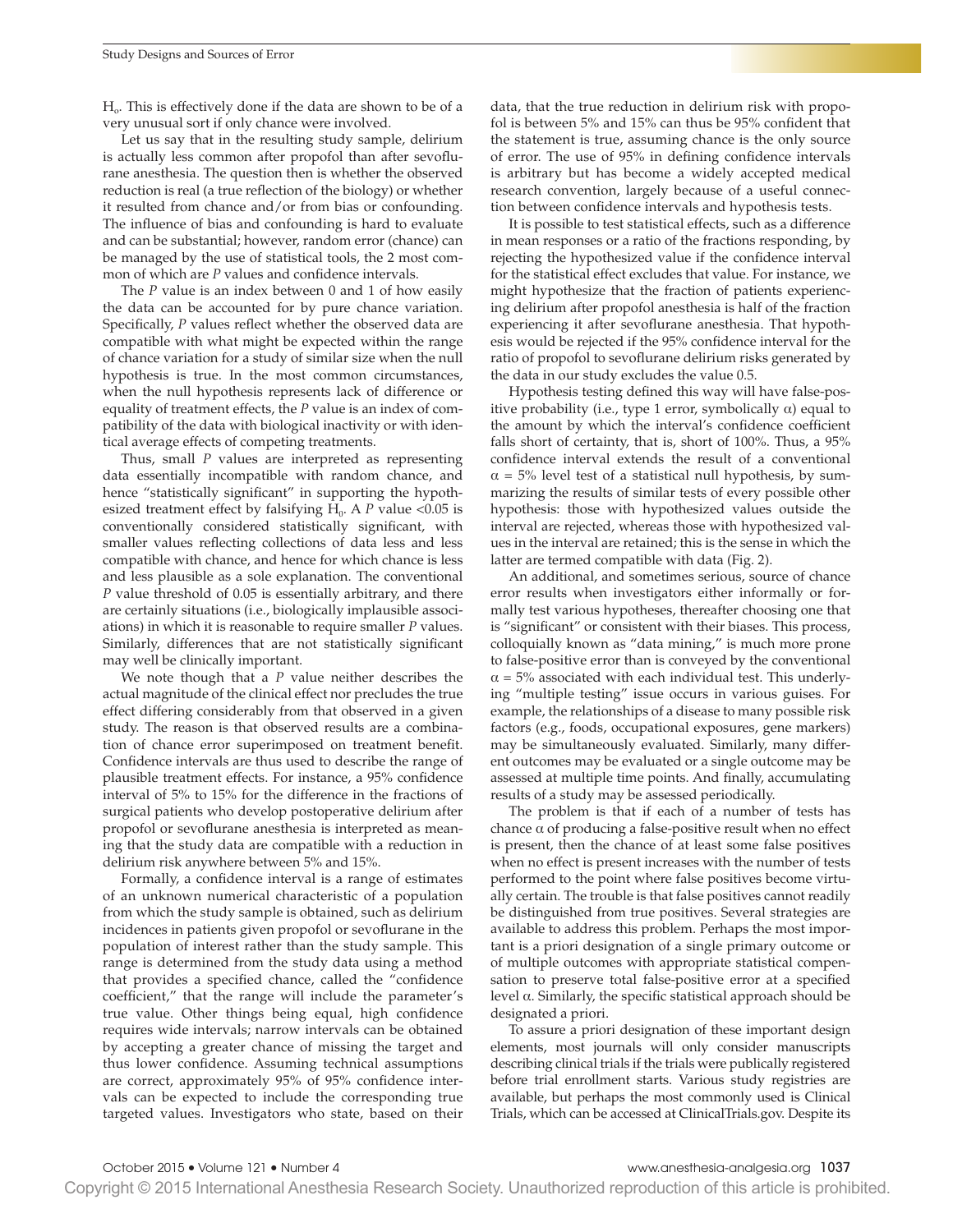$H_0$. This is effectively done if the data are shown to be of a very unusual sort if only chance were involved.

Let us say that in the resulting study sample, delirium is actually less common after propofol than after sevoflurane anesthesia. The question then is whether the observed reduction is real (a true reflection of the biology) or whether it resulted from chance and/or from bias or confounding. The influence of bias and confounding is hard to evaluate and can be substantial; however, random error (chance) can be managed by the use of statistical tools, the 2 most common of which are *P* values and confidence intervals.

The *P* value is an index between 0 and 1 of how easily the data can be accounted for by pure chance variation. Specifically, *P* values reflect whether the observed data are compatible with what might be expected within the range of chance variation for a study of similar size when the null hypothesis is true. In the most common circumstances, when the null hypothesis represents lack of difference or equality of treatment effects, the *P* value is an index of compatibility of the data with biological inactivity or with identical average effects of competing treatments.

Thus, small *P* values are interpreted as representing data essentially incompatible with random chance, and hence "statistically significant" in supporting the hypothesized treatment effect by falsifying $H_0$. A *P* value <0.05 is conventionally considered statistically significant, with smaller values reflecting collections of data less and less compatible with chance, and hence for which chance is less and less plausible as a sole explanation. The conventional *P* value threshold of 0.05 is essentially arbitrary, and there are certainly situations (i.e., biologically implausible associations) in which it is reasonable to require smaller *P* values. Similarly, differences that are not statistically significant may well be clinically important.

We note though that a *P* value neither describes the actual magnitude of the clinical effect nor precludes the true effect differing considerably from that observed in a given study. The reason is that observed results are a combination of chance error superimposed on treatment benefit. Confidence intervals are thus used to describe the range of plausible treatment effects. For instance, a 95% confidence interval of 5% to 15% for the difference in the fractions of surgical patients who develop postoperative delirium after propofol or sevoflurane anesthesia is interpreted as meaning that the study data are compatible with a reduction in delirium risk anywhere between 5% and 15%.

Formally, a confidence interval is a range of estimates of an unknown numerical characteristic of a population from which the study sample is obtained, such as delirium incidences in patients given propofol or sevoflurane in the population of interest rather than the study sample. This range is determined from the study data using a method that provides a specified chance, called the "confidence coefficient," that the range will include the parameter's true value. Other things being equal, high confidence requires wide intervals; narrow intervals can be obtained by accepting a greater chance of missing the target and thus lower confidence. Assuming technical assumptions are correct, approximately 95% of 95% confidence intervals can be expected to include the corresponding true targeted values. Investigators who state, based on their data, that the true reduction in delirium risk with propofol is between 5% and 15% can thus be 95% confident that the statement is true, assuming chance is the only source of error. The use of 95% in defining confidence intervals is arbitrary but has become a widely accepted medical research convention, largely because of a useful connection between confidence intervals and hypothesis tests.

It is possible to test statistical effects, such as a difference in mean responses or a ratio of the fractions responding, by rejecting the hypothesized value if the confidence interval for the statistical effect excludes that value. For instance, we might hypothesize that the fraction of patients experiencing delirium after propofol anesthesia is half of the fraction experiencing it after sevoflurane anesthesia. That hypothesis would be rejected if the 95% confidence interval for the ratio of propofol to sevoflurane delirium risks generated by the data in our study excludes the value 0.5.

Hypothesis testing defined this way will have false-positive probability (i.e., type 1 error, symbolically $\alpha$) equal to the amount by which the interval's confidence coefficient falls short of certainty, that is, short of 100%. Thus, a 95% confidence interval extends the result of a conventional $\alpha = 5\%$ level test of a statistical null hypothesis, by summarizing the results of similar tests of every possible other hypothesis: those with hypothesized values outside the interval are rejected, whereas those with hypothesized values in the interval are retained; this is the sense in which the latter are termed compatible with data (Fig. 2).

An additional, and sometimes serious, source of chance error results when investigators either informally or formally test various hypotheses, thereafter choosing one that is "significant" or consistent with their biases. This process, colloquially known as "data mining," is much more prone to false-positive error than is conveyed by the conventional $\alpha = 5\%$ associated with each individual test. This underlying "multiple testing" issue occurs in various guises. For example, the relationships of a disease to many possible risk factors (e.g., foods, occupational exposures, gene markers) may be simultaneously evaluated. Similarly, many different outcomes may be evaluated or a single outcome may be assessed at multiple time points. And finally, accumulating results of a study may be assessed periodically.

The problem is that if each of a number of tests has chance $\alpha$ of producing a false-positive result when no effect is present, then the chance of at least some false positives when no effect is present increases with the number of tests performed to the point where false positives become virtually certain. The trouble is that false positives cannot readily be distinguished from true positives. Several strategies are available to address this problem. Perhaps the most important is a priori designation of a single primary outcome or of multiple outcomes with appropriate statistical compensation to preserve total false-positive error at a specified level $\alpha$. Similarly, the specific statistical approach should be designated a priori.

To assure a priori designation of these important design elements, most journals will only consider manuscripts describing clinical trials if the trials were publically registered before trial enrollment starts. Various study registries are available, but perhaps the most commonly used is Clinical Trials, which can be accessed at ClinicalTrials.gov. Despite its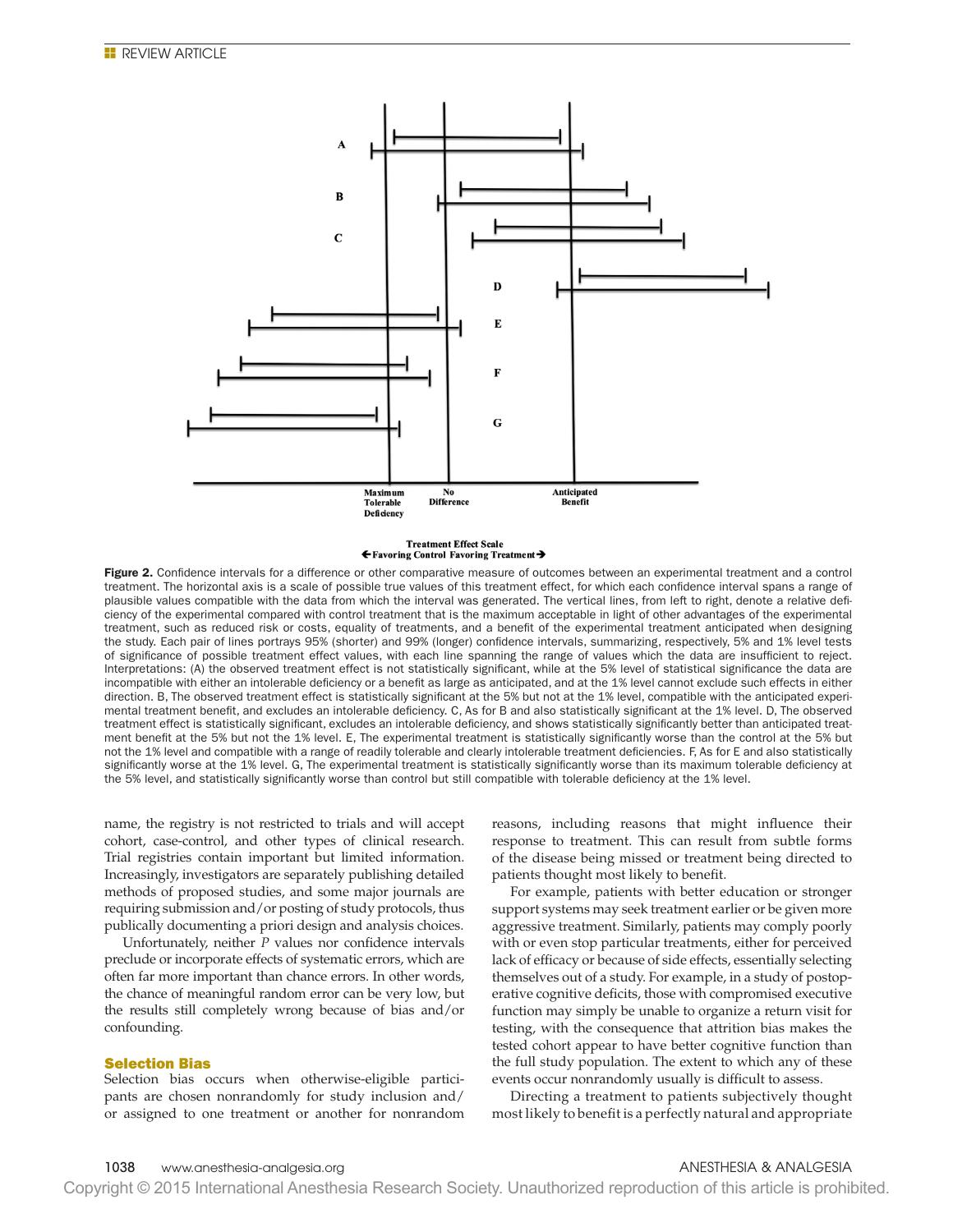A

B

C

D

E

F

G

Maximum Tolerable Deficiency

No Difference

Anticipated Benefit

Treatment Effect Scale

←Favoring Control Favoring Treatment→

**Figure 2.** Confidence intervals for a difference or other comparative measure of outcomes between an experimental treatment and a control treatment. The horizontal axis is a scale of possible true values of this treatment effect, for which each confidence interval spans a range of plausible values compatible with the data from which the interval was generated. The vertical lines, from left to right, denote a relative deficiency of the experimental compared with control treatment that is the maximum acceptable in light of other advantages of the experimental treatment, such as reduced risk or costs, equality of treatments, and a benefit of the experimental treatment anticipated when designing the study. Each pair of lines portrays 95% (shorter) and 99% (longer) confidence intervals, summarizing, respectively, 5% and 1% level tests of significance of possible treatment effect values, with each line spanning the range of values which the data are insufficient to reject. Interpretations: (A) the observed treatment effect is not statistically significant, while at the 5% level of statistical significance the data are incompatible with either an intolerable deficiency or a benefit as large as anticipated, and at the 1% level cannot exclude such effects in either direction. B, The observed treatment effect is statistically significant at the 5% but not at the 1% level, compatible with the anticipated experimental treatment benefit, and excludes an intolerable deficiency. C, As for B and also statistically significant at the 1% level. D, The observed treatment effect is statistically significant, excludes an intolerable deficiency, and shows statistically significantly better than anticipated treatment benefit at the 5% but not the 1% level. E, The experimental treatment is statistically significantly worse than the control at the 5% but not the 1% level and compatible with a range of readily tolerable and clearly intolerable treatment deficiencies. F, As for E and also statistically significantly worse at the 1% level. G, The experimental treatment is statistically significantly worse than its maximum tolerable deficiency at the 5% level, and statistically significantly worse than control but still compatible with tolerable deficiency at the 1% level.

name, the registry is not restricted to trials and will accept cohort, case-control, and other types of clinical research. Trial registries contain important but limited information. Increasingly, investigators are separately publishing detailed methods of proposed studies, and some major journals are requiring submission and/or posting of study protocols, thus publically documenting a priori design and analysis choices.

Unfortunately, neither *P* values nor confidence intervals preclude or incorporate effects of systematic errors, which are often far more important than chance errors. In other words, the chance of meaningful random error can be very low, but the results still completely wrong because of bias and/or confounding.

## Selection Bias

Selection bias occurs when otherwise-eligible participants are chosen nonrandomly for study inclusion and/or assigned to one treatment or another for nonrandom reasons, including reasons that might influence their response to treatment. This can result from subtle forms of the disease being missed or treatment being directed to patients thought most likely to benefit.

For example, patients with better education or stronger support systems may seek treatment earlier or be given more aggressive treatment. Similarly, patients may comply poorly with or even stop particular treatments, either for perceived lack of efficacy or because of side effects, essentially selecting themselves out of a study. For example, in a study of postoperative cognitive deficits, those with compromised executive function may simply be unable to organize a return visit for testing, with the consequence that attrition bias makes the tested cohort appear to have better cognitive function than the full study population. The extent to which any of these events occur nonrandomly usually is difficult to assess.

Directing a treatment to patients subjectively thought most likely to benefit is a perfectly natural and appropriate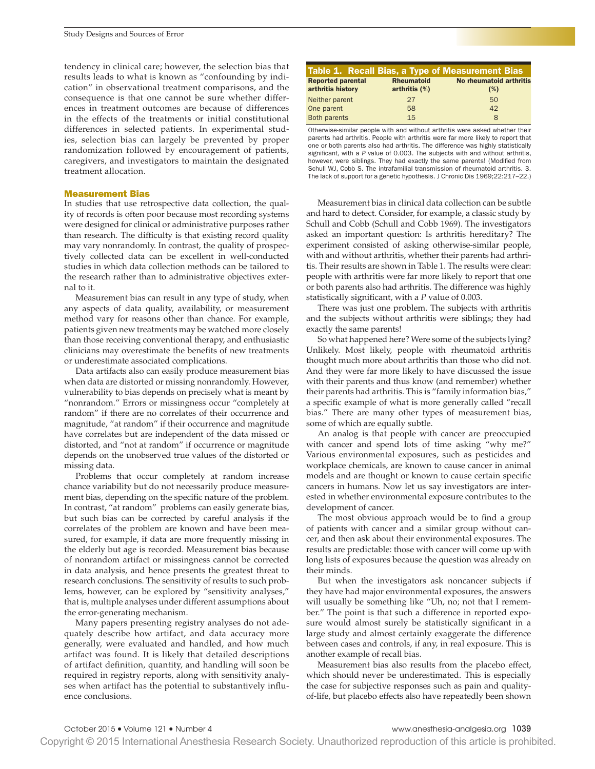tendency in clinical care; however, the selection bias that results leads to what is known as "confounding by indication" in observational treatment comparisons, and the consequence is that one cannot be sure whether differences in treatment outcomes are because of differences in the effects of the treatments or initial constitutional differences in selected patients. In experimental studies, selection bias can largely be prevented by proper randomization followed by encouragement of patients, caregivers, and investigators to maintain the designated treatment allocation.

## Measurement Bias

In studies that use retrospective data collection, the quality of records is often poor because most recording systems were designed for clinical or administrative purposes rather than research. The difficulty is that existing record quality may vary nonrandomly. In contrast, the quality of prospectively collected data can be excellent in well-conducted studies in which data collection methods can be tailored to the research rather than to administrative objectives external to it.

Measurement bias can result in any type of study, when any aspects of data quality, availability, or measurement method vary for reasons other than chance. For example, patients given new treatments may be watched more closely than those receiving conventional therapy, and enthusiastic clinicians may overestimate the benefits of new treatments or underestimate associated complications.

Data artifacts also can easily produce measurement bias when data are distorted or missing nonrandomly. However, vulnerability to bias depends on precisely what is meant by "nonrandom." Errors or missingness occur "completely at random" if there are no correlates of their occurrence and magnitude, "at random" if their occurrence and magnitude have correlates but are independent of the data missed or distorted, and "not at random" if occurrence or magnitude depends on the unobserved true values of the distorted or missing data.

Problems that occur completely at random increase chance variability but do not necessarily produce measurement bias, depending on the specific nature of the problem. In contrast, "at random" problems can easily generate bias, but such bias can be corrected by careful analysis if the correlates of the problem are known and have been measured, for example, if data are more frequently missing in the elderly but age is recorded. Measurement bias because of nonrandom artifact or missingness cannot be corrected in data analysis, and hence presents the greatest threat to research conclusions. The sensitivity of results to such problems, however, can be explored by "sensitivity analyses," that is, multiple analyses under different assumptions about the error-generating mechanism.

Many papers presenting registry analyses do not adequately describe how artifact, and data accuracy more generally, were evaluated and handled, and how much artifact was found. It is likely that detailed descriptions of artifact definition, quantity, and handling will soon be required in registry reports, along with sensitivity analyses when artifact has the potential to substantively influence conclusions.

**Table 1. Recall Bias, a Type of Measurement Bias**

| Reported parental arthritis history | Rheumatoid arthritis (%) | No rheumatoid arthritis (%) |
|---|---|---|
| Neither parent | 27 | 50 |
| One parent | 58 | 42 |
| Both parents | 15 | 8 |

Otherwise-similar people with and without arthritis were asked whether their parents had arthritis. People with arthritis were far more likely to report that one or both parents also had arthritis. The difference was highly statistically significant, with a *P* value of 0.003. The subjects with and without arthritis, however, were siblings. They had exactly the same parents! (Modified from Schull WJ, Cobb S. The intrafamilial transmission of rheumatoid arthritis. 3. The lack of support for a genetic hypothesis. J Chronic Dis 1969;22:217–22.)

Measurement bias in clinical data collection can be subtle and hard to detect. Consider, for example, a classic study by Schull and Cobb (Schull and Cobb 1969). The investigators asked an important question: Is arthritis hereditary? The experiment consisted of asking otherwise-similar people, with and without arthritis, whether their parents had arthritis. Their results are shown in Table 1. The results were clear: people with arthritis were far more likely to report that one or both parents also had arthritis. The difference was highly statistically significant, with a *P* value of 0.003.

There was just one problem. The subjects with arthritis and the subjects without arthritis were siblings; they had exactly the same parents!

So what happened here? Were some of the subjects lying? Unlikely. Most likely, people with rheumatoid arthritis thought much more about arthritis than those who did not. And they were far more likely to have discussed the issue with their parents and thus know (and remember) whether their parents had arthritis. This is "family information bias," a specific example of what is more generally called "recall bias." There are many other types of measurement bias, some of which are equally subtle.

An analog is that people with cancer are preoccupied with cancer and spend lots of time asking "why me?" Various environmental exposures, such as pesticides and workplace chemicals, are known to cause cancer in animal models and are thought or known to cause certain specific cancers in humans. Now let us say investigators are interested in whether environmental exposure contributes to the development of cancer.

The most obvious approach would be to find a group of patients with cancer and a similar group without cancer, and then ask about their environmental exposures. The results are predictable: those with cancer will come up with long lists of exposures because the question was already on their minds.

But when the investigators ask noncancer subjects if they have had major environmental exposures, the answers will usually be something like "Uh, no; not that I remember." The point is that such a difference in reported exposure would almost surely be statistically significant in a large study and almost certainly exaggerate the difference between cases and controls, if any, in real exposure. This is another example of recall bias.

Measurement bias also results from the placebo effect, which should never be underestimated. This is especially the case for subjective responses such as pain and quality-of-life, but placebo effects also have repeatedly been shown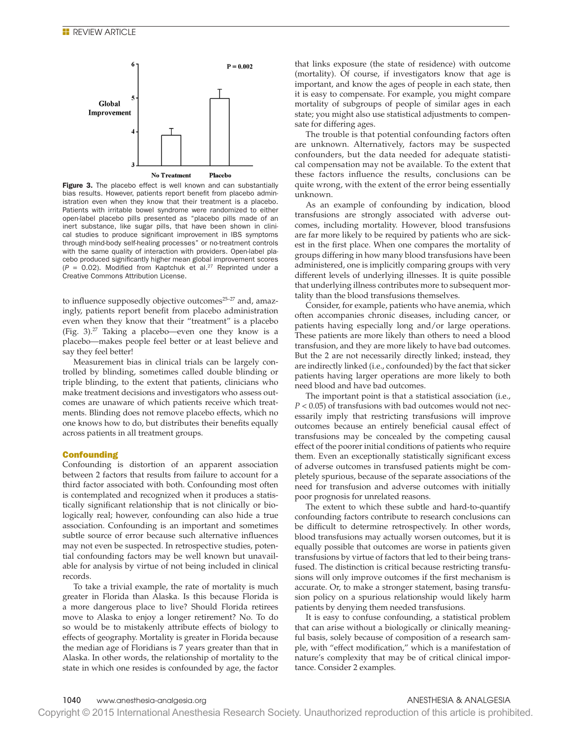Figure 3. The placebo effect is well known and can substantially bias results. However, patients report benefit from placebo administration even when they know that their treatment is a placebo. Patients with irritable bowel syndrome were randomized to either open-label placebo pills presented as "placebo pills made of an inert substance, like sugar pills, that have been shown in clinical studies to produce significant improvement in IBS symptoms through mind-body self-healing processes" or no-treatment controls with the same quality of interaction with providers. Open-label placebo produced significantly higher mean global improvement scores ($P$ = 0.02). Modified from Kaptchuk et al.[27] Reprinted under a Creative Commons Attribution License.

to influence supposedly objective outcomes[25–27] and, amazingly, patients report benefit from placebo administration even when they know that their "treatment" is a placebo (Fig. 3).[27] Taking a placebo—even one they know is a placebo—makes people feel better or at least believe and say they feel better!

Measurement bias in clinical trials can be largely controlled by blinding, sometimes called double blinding or triple blinding, to the extent that patients, clinicians who make treatment decisions and investigators who assess outcomes are unaware of which patients receive which treatments. Blinding does not remove placebo effects, which no one knows how to do, but distributes their benefits equally across patients in all treatment groups.

## Confounding

Confounding is distortion of an apparent association between 2 factors that results from failure to account for a third factor associated with both. Confounding most often is contemplated and recognized when it produces a statistically significant relationship that is not clinically or biologically real; however, confounding can also hide a true association. Confounding is an important and sometimes subtle source of error because such alternative influences may not even be suspected. In retrospective studies, potential confounding factors may be well known but unavailable for analysis by virtue of not being included in clinical records.

To take a trivial example, the rate of mortality is much greater in Florida than Alaska. Is this because Florida is a more dangerous place to live? Should Florida retirees move to Alaska to enjoy a longer retirement? No. To do so would be to mistakenly attribute effects of biology to effects of geography. Mortality is greater in Florida because the median age of Floridians is 7 years greater than that in Alaska. In other words, the relationship of mortality to the state in which one resides is confounded by age, the factor that links exposure (the state of residence) with outcome (mortality). Of course, if investigators know that age is important, and know the ages of people in each state, then it is easy to compensate. For example, you might compare mortality of subgroups of people of similar ages in each state; you might also use statistical adjustments to compensate for differing ages.

The trouble is that potential confounding factors often are unknown. Alternatively, factors may be suspected confounders, but the data needed for adequate statistical compensation may not be available. To the extent that these factors influence the results, conclusions can be quite wrong, with the extent of the error being essentially unknown.

As an example of confounding by indication, blood transfusions are strongly associated with adverse outcomes, including mortality. However, blood transfusions are far more likely to be required by patients who are sickest in the first place. When one compares the mortality of groups differing in how many blood transfusions have been administered, one is implicitly comparing groups with very different levels of underlying illnesses. It is quite possible that underlying illness contributes more to subsequent mortality than the blood transfusions themselves.

Consider, for example, patients who have anemia, which often accompanies chronic diseases, including cancer, or patients having especially long and/or large operations. These patients are more likely than others to need a blood transfusion, and they are more likely to have bad outcomes. But the 2 are not necessarily directly linked; instead, they are indirectly linked (i.e., confounded) by the fact that sicker patients having larger operations are more likely to both need blood and have bad outcomes.

The important point is that a statistical association (i.e., $P < 0.05$) of transfusions with bad outcomes would not necessarily imply that restricting transfusions will improve outcomes because an entirely beneficial causal effect of transfusions may be concealed by the competing causal effect of the poorer initial conditions of patients who require them. Even an exceptionally statistically significant excess of adverse outcomes in transfused patients might be completely spurious, because of the separate associations of the need for transfusion and adverse outcomes with initially poor prognosis for unrelated reasons.

The extent to which these subtle and hard-to-quantify confounding factors contribute to research conclusions can be difficult to determine retrospectively. In other words, blood transfusions may actually worsen outcomes, but it is equally possible that outcomes are worse in patients given transfusions by virtue of factors that led to their being transfused. The distinction is critical because restricting transfusions will only improve outcomes if the first mechanism is accurate. Or, to make a stronger statement, basing transfusion policy on a spurious relationship would likely harm patients by denying them needed transfusions.

It is easy to confuse confounding, a statistical problem that can arise without a biologically or clinically meaningful basis, solely because of composition of a research sample, with "effect modification," which is a manifestation of nature's complexity that may be of critical clinical importance. Consider 2 examples.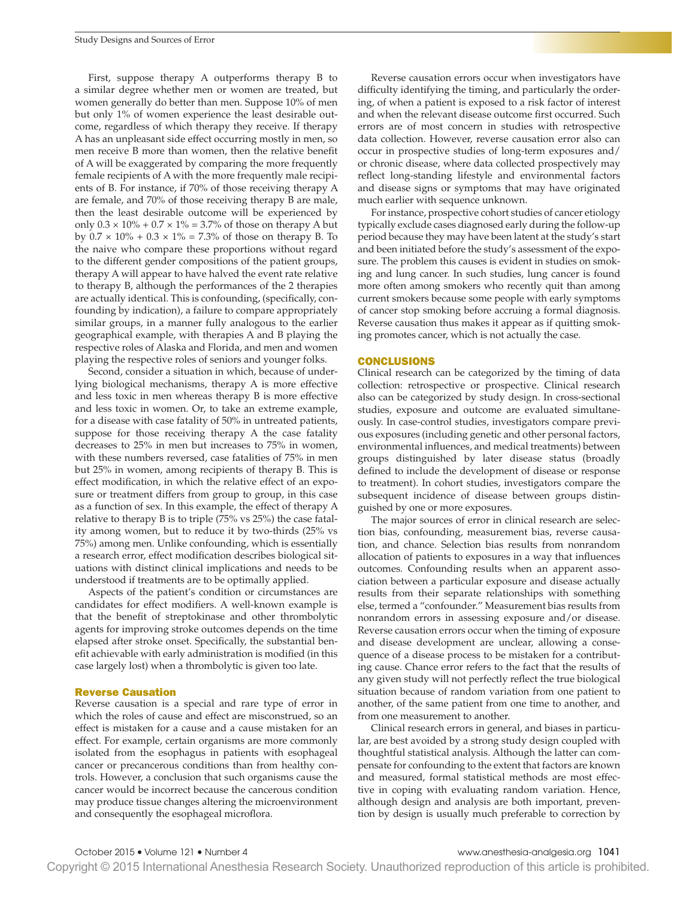First, suppose therapy A outperforms therapy B to a similar degree whether men or women are treated, but women generally do better than men. Suppose 10% of men but only 1% of women experience the least desirable outcome, regardless of which therapy they receive. If therapy A has an unpleasant side effect occurring mostly in men, so men receive B more than women, then the relative benefit of A will be exaggerated by comparing the more frequently female recipients of A with the more frequently male recipients of B. For instance, if 70% of those receiving therapy A are female, and 70% of those receiving therapy B are male, then the least desirable outcome will be experienced by only $0.3 \times 10\% + 0.7 \times 1\% = 3.7\%$ of those on therapy A but by $0.7 \times 10\% + 0.3 \times 1\% = 7.3\%$ of those on therapy B. To the naive who compare these proportions without regard to the different gender compositions of the patient groups, therapy A will appear to have halved the event rate relative to therapy B, although the performances of the 2 therapies are actually identical. This is confounding, (specifically, confounding by indication), a failure to compare appropriately similar groups, in a manner fully analogous to the earlier geographical example, with therapies A and B playing the respective roles of Alaska and Florida, and men and women playing the respective roles of seniors and younger folks.

Second, consider a situation in which, because of underlying biological mechanisms, therapy A is more effective and less toxic in men whereas therapy B is more effective and less toxic in women. Or, to take an extreme example, for a disease with case fatality of 50% in untreated patients, suppose for those receiving therapy A the case fatality decreases to 25% in men but increases to 75% in women, with these numbers reversed, case fatalities of 75% in men but 25% in women, among recipients of therapy B. This is effect modification, in which the relative effect of an exposure or treatment differs from group to group, in this case as a function of sex. In this example, the effect of therapy A relative to therapy B is to triple (75% vs 25%) the case fatality among women, but to reduce it by two-thirds (25% vs 75%) among men. Unlike confounding, which is essentially a research error, effect modification describes biological situations with distinct clinical implications and needs to be understood if treatments are to be optimally applied.

Aspects of the patient's condition or circumstances are candidates for effect modifiers. A well-known example is that the benefit of streptokinase and other thrombolytic agents for improving stroke outcomes depends on the time elapsed after stroke onset. Specifically, the substantial benefit achievable with early administration is modified (in this case largely lost) when a thrombolytic is given too late.

### Reverse Causation

Reverse causation is a special and rare type of error in which the roles of cause and effect are misconstrued, so an effect is mistaken for a cause and a cause mistaken for an effect. For example, certain organisms are more commonly isolated from the esophagus in patients with esophageal cancer or precancerous conditions than from healthy controls. However, a conclusion that such organisms cause the cancer would be incorrect because the cancerous condition may produce tissue changes altering the microenvironment and consequently the esophageal microflora.

Reverse causation errors occur when investigators have difficulty identifying the timing, and particularly the ordering, of when a patient is exposed to a risk factor of interest and when the relevant disease outcome first occurred. Such errors are of most concern in studies with retrospective data collection. However, reverse causation error also can occur in prospective studies of long-term exposures and/or chronic disease, where data collected prospectively may reflect long-standing lifestyle and environmental factors and disease signs or symptoms that may have originated much earlier with sequence unknown.

For instance, prospective cohort studies of cancer etiology typically exclude cases diagnosed early during the follow-up period because they may have been latent at the study's start and been initiated before the study's assessment of the exposure. The problem this causes is evident in studies on smoking and lung cancer. In such studies, lung cancer is found more often among smokers who recently quit than among current smokers because some people with early symptoms of cancer stop smoking before accruing a formal diagnosis. Reverse causation thus makes it appear as if quitting smoking promotes cancer, which is not actually the case.

## CONCLUSIONS

Clinical research can be categorized by the timing of data collection: retrospective or prospective. Clinical research also can be categorized by study design. In cross-sectional studies, exposure and outcome are evaluated simultaneously. In case-control studies, investigators compare previous exposures (including genetic and other personal factors, environmental influences, and medical treatments) between groups distinguished by later disease status (broadly defined to include the development of disease or response to treatment). In cohort studies, investigators compare the subsequent incidence of disease between groups distinguished by one or more exposures.

The major sources of error in clinical research are selection bias, confounding, measurement bias, reverse causation, and chance. Selection bias results from nonrandom allocation of patients to exposures in a way that influences outcomes. Confounding results when an apparent association between a particular exposure and disease actually results from their separate relationships with something else, termed a "confounder." Measurement bias results from nonrandom errors in assessing exposure and/or disease. Reverse causation errors occur when the timing of exposure and disease development are unclear, allowing a consequence of a disease process to be mistaken for a contributing cause. Chance error refers to the fact that the results of any given study will not perfectly reflect the true biological situation because of random variation from one patient to another, of the same patient from one time to another, and from one measurement to another.

Clinical research errors in general, and biases in particular, are best avoided by a strong study design coupled with thoughtful statistical analysis. Although the latter can compensate for confounding to the extent that factors are known and measured, formal statistical methods are most effective in coping with evaluating random variation. Hence, although design and analysis are both important, prevention by design is usually much preferable to correction by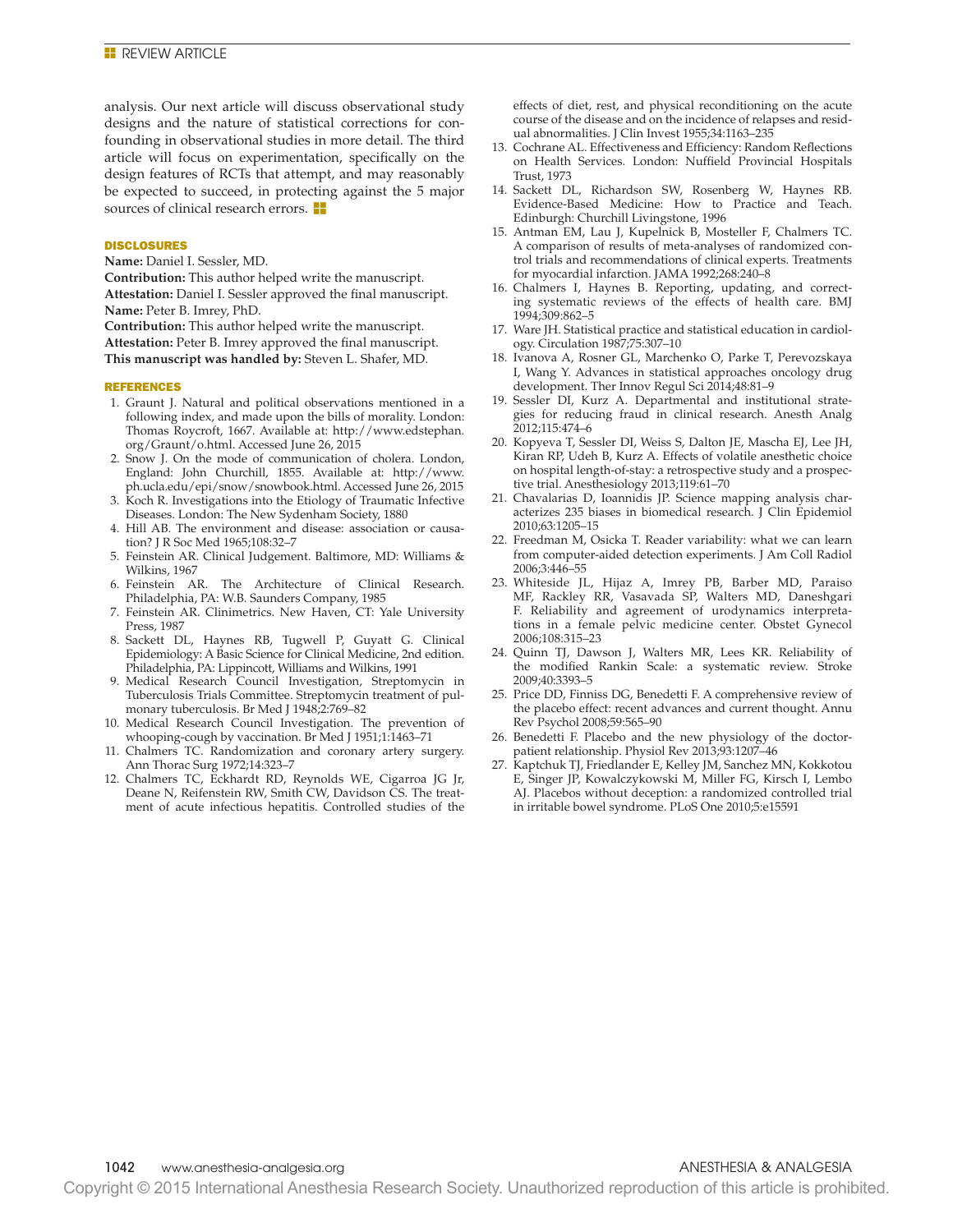analysis. Our next article will discuss observational study designs and the nature of statistical corrections for confounding in observational studies in more detail. The third article will focus on experimentation, specifically on the design features of RCTs that attempt, and may reasonably be expected to succeed, in protecting against the 5 major sources of clinical research errors.

## DISCLOSURES

**Name:** Daniel I. Sessler, MD.
**Contribution:** This author helped write the manuscript.
**Attestation:** Daniel I. Sessler approved the final manuscript.
**Name:** Peter B. Imrey, PhD.
**Contribution:** This author helped write the manuscript.
**Attestation:** Peter B. Imrey approved the final manuscript.
**This manuscript was handled by:** Steven L. Shafer, MD.

## REFERENCES

1. Graunt J. Natural and political observations mentioned in a following index, and made upon the bills of morality. London: Thomas Roycroft, 1667. Available at: http://www.edstephan.org/Graunt/o.html. Accessed June 26, 2015
2. Snow J. On the mode of communication of cholera. London, England: John Churchill, 1855. Available at: http://www.ph.ucla.edu/epi/snow/snowbook.html. Accessed June 26, 2015
3. Koch R. Investigations into the Etiology of Traumatic Infective Diseases. London: The New Sydenham Society, 1880
4. Hill AB. The environment and disease: association or causation? J R Soc Med 1965;108:32–7
5. Feinstein AR. Clinical Judgement. Baltimore, MD: Williams & Wilkins, 1967
6. Feinstein AR. The Architecture of Clinical Research. Philadelphia, PA: W.B. Saunders Company, 1985
7. Feinstein AR. Clinimetrics. New Haven, CT: Yale University Press, 1987
8. Sackett DL, Haynes RB, Tugwell P, Guyatt G. Clinical Epidemiology: A Basic Science for Clinical Medicine, 2nd edition. Philadelphia, PA: Lippincott, Williams and Wilkins, 1991
9. Medical Research Council Investigation, Streptomycin in Tuberculosis Trials Committee. Streptomycin treatment of pulmonary tuberculosis. Br Med J 1948;2:769–82
10. Medical Research Council Investigation. The prevention of whooping-cough by vaccination. Br Med J 1951;1:1463–71
11. Chalmers TC. Randomization and coronary artery surgery. Ann Thorac Surg 1972;14:323–7
12. Chalmers TC, Eckhardt RD, Reynolds WE, Cigarroa JG Jr, Deane N, Reifenstein RW, Smith CW, Davidson CS. The treatment of acute infectious hepatitis. Controlled studies of the effects of diet, rest, and physical reconditioning on the acute course of the disease and on the incidence of relapses and residual abnormalities. J Clin Invest 1955;34:1163–235
13. Cochrane AL. Effectiveness and Efficiency: Random Reflections on Health Services. London: Nuffield Provincial Hospitals Trust, 1973
14. Sackett DL, Richardson SW, Rosenberg W, Haynes RB. Evidence-Based Medicine: How to Practice and Teach. Edinburgh: Churchill Livingstone, 1996
15. Antman EM, Lau J, Kupelnick B, Mosteller F, Chalmers TC. A comparison of results of meta-analyses of randomized control trials and recommendations of clinical experts. Treatments for myocardial infarction. JAMA 1992;268:240–8
16. Chalmers I, Haynes B. Reporting, updating, and correcting systematic reviews of the effects of health care. BMJ 1994;309:862–5
17. Ware JH. Statistical practice and statistical education in cardiology. Circulation 1987;75:307–10
18. Ivanova A, Rosner GL, Marchenko O, Parke T, Perevozskaya I, Wang Y. Advances in statistical approaches oncology drug development. Ther Innov Regul Sci 2014;48:81–9
19. Sessler DI, Kurz A. Departmental and institutional strategies for reducing fraud in clinical research. Anesth Analg 2012;115:474–6
20. Kopyeva T, Sessler DI, Weiss S, Dalton JE, Mascha EJ, Lee JH, Kiran RP, Udeh B, Kurz A. Effects of volatile anesthetic choice on hospital length-of-stay: a retrospective study and a prospective trial. Anesthesiology 2013;119:61–70
21. Chavalarias D, Ioannidis JP. Science mapping analysis characterizes 235 biases in biomedical research. J Clin Epidemiol 2010;63:1205–15
22. Freedman M, Osicka T. Reader variability: what we can learn from computer-aided detection experiments. J Am Coll Radiol 2006;3:446–55
23. Whiteside JL, Hijaz A, Imrey PB, Barber MD, Paraiso MF, Rackley RR, Vasavada SP, Walters MD, Daneshgari F. Reliability and agreement of urodynamics interpretations in a female pelvic medicine center. Obstet Gynecol 2006;108:315–23
24. Quinn TJ, Dawson J, Walters MR, Lees KR. Reliability of the modified Rankin Scale: a systematic review. Stroke 2009;40:3393–5
25. Price DD, Finniss DG, Benedetti F. A comprehensive review of the placebo effect: recent advances and current thought. Annu Rev Psychol 2008;59:565–90
26. Benedetti F. Placebo and the new physiology of the doctor-patient relationship. Physiol Rev 2013;93:1207–46
27. Kaptchuk TJ, Friedlander E, Kelley JM, Sanchez MN, Kokkotou E, Singer JP, Kowalczykowski M, Miller FG, Kirsch I, Lembo AJ. Placebos without deception: a randomized controlled trial in irritable bowel syndrome. PLoS One 2010;5:e15591